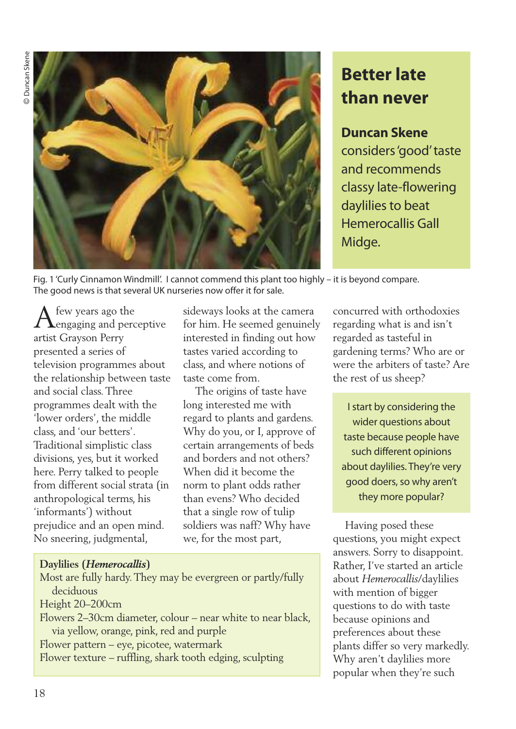# Better late than never

**Duncan Skene** considers 'good' taste and recommends classy late-flowering daylilies to beat Hemerocallis Gall Midge.

Fig. 1 'Curly Cinnamon Windmill'. I cannot commend this plant too highly – it is beyond compare. The good news is that several UK nurseries now offer it for sale.

A few years ago the engaging and perceptive artist Grayson Perry presented a series of television programmes about the relationship between taste and social class. Three programmes dealt with the 'lower orders', the middle class, and 'our betters'. Traditional simplistic class divisions, yes, but it worked here. Perry talked to people from different social strata (in anthropological terms, his 'informants') without prejudice and an open mind. No sneering, judgmental, sideways looks at the camera for him. He seemed genuinely interested in finding out how tastes varied according to class, and where notions of taste come from.

The origins of taste have long interested me with regard to plants and gardens. Why do you, or I, approve of certain arrangements of beds and borders and not others? When did it become the norm to plant odds rather than evens? Who decided that a single row of tulip soldiers was naff? Why have we, for the most part, concurred with orthodoxies regarding what is and isn't regarded as tasteful in gardening terms? Who are or were the arbiters of taste? Are the rest of us sheep?

> I start by considering the wider questions about taste because people have such different opinions about daylilies. They're very good doers, so why aren't they more popular?

Having posed these questions, you might expect answers. Sorry to disappoint. Rather, I've started an article about *Hemerocallis*/daylilies with mention of bigger questions to do with taste because opinions and preferences about these plants differ so very markedly. Why aren't daylilies more popular when they're such

**Daylilies (*Hemerocallis*)**

Most are fully hardy. They may be evergreen or partly/fully deciduous
Height 20–200cm
Flowers 2–30cm diameter, colour – near white to near black, via yellow, orange, pink, red and purple
Flower pattern – eye, picotee, watermark
Flower texture – ruffling, shark tooth edging, sculpting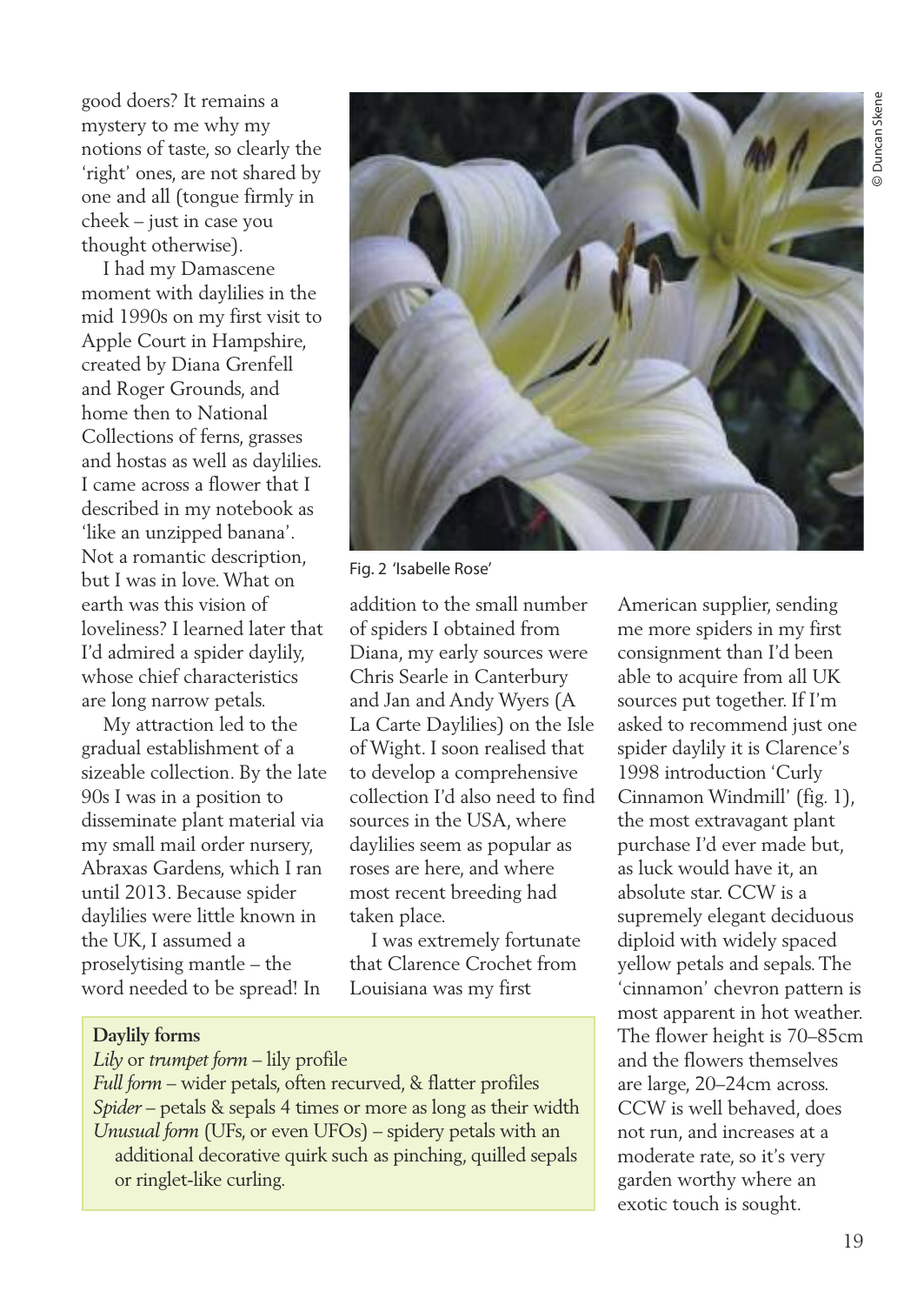good doers? It remains a mystery to me why my notions of taste, so clearly the 'right' ones, are not shared by one and all (tongue firmly in cheek – just in case you thought otherwise).

I had my Damascene moment with daylilies in the mid 1990s on my first visit to Apple Court in Hampshire, created by Diana Grenfell and Roger Grounds, and home then to National Collections of ferns, grasses and hostas as well as daylilies. I came across a flower that I described in my notebook as 'like an unzipped banana'. Not a romantic description, but I was in love. What on earth was this vision of loveliness? I learned later that I'd admired a spider daylily, whose chief characteristics are long narrow petals.

My attraction led to the gradual establishment of a sizeable collection. By the late 90s I was in a position to disseminate plant material via my small mail order nursery, Abraxas Gardens, which I ran until 2013. Because spider daylilies were little known in the UK, I assumed a proselytising mantle – the word needed to be spread! In addition to the small number of spiders I obtained from Diana, my early sources were Chris Searle in Canterbury and Jan and Andy Wyers (A La Carte Daylilies) on the Isle of Wight. I soon realised that to develop a comprehensive collection I'd also need to find sources in the USA, where daylilies seem as popular as roses are here, and where most recent breeding had taken place.

I was extremely fortunate that Clarence Crochet from Louisiana was my first American supplier, sending me more spiders in my first consignment than I'd been able to acquire from all UK sources put together. If I'm asked to recommend just one spider daylily it is Clarence's 1998 introduction 'Curly Cinnamon Windmill' (fig. 1), the most extravagant plant purchase I'd ever made but, as luck would have it, an absolute star. CCW is a supremely elegant deciduous diploid with widely spaced yellow petals and sepals. The 'cinnamon' chevron pattern is most apparent in hot weather. The flower height is 70–85cm and the flowers themselves are large, 20–24cm across. CCW is well behaved, does not run, and increases at a moderate rate, so it's very garden worthy where an exotic touch is sought.

© Duncan Skene

Fig. 2 'Isabelle Rose'

**Daylily forms**

*Lily* or *trumpet form* – lily profile
*Full form* – wider petals, often recurved, & flatter profiles
*Spider* – petals & sepals 4 times or more as long as their width
*Unusual form* (UFs, or even UFOs) – spidery petals with an additional decorative quirk such as pinching, quilled sepals or ringlet-like curling.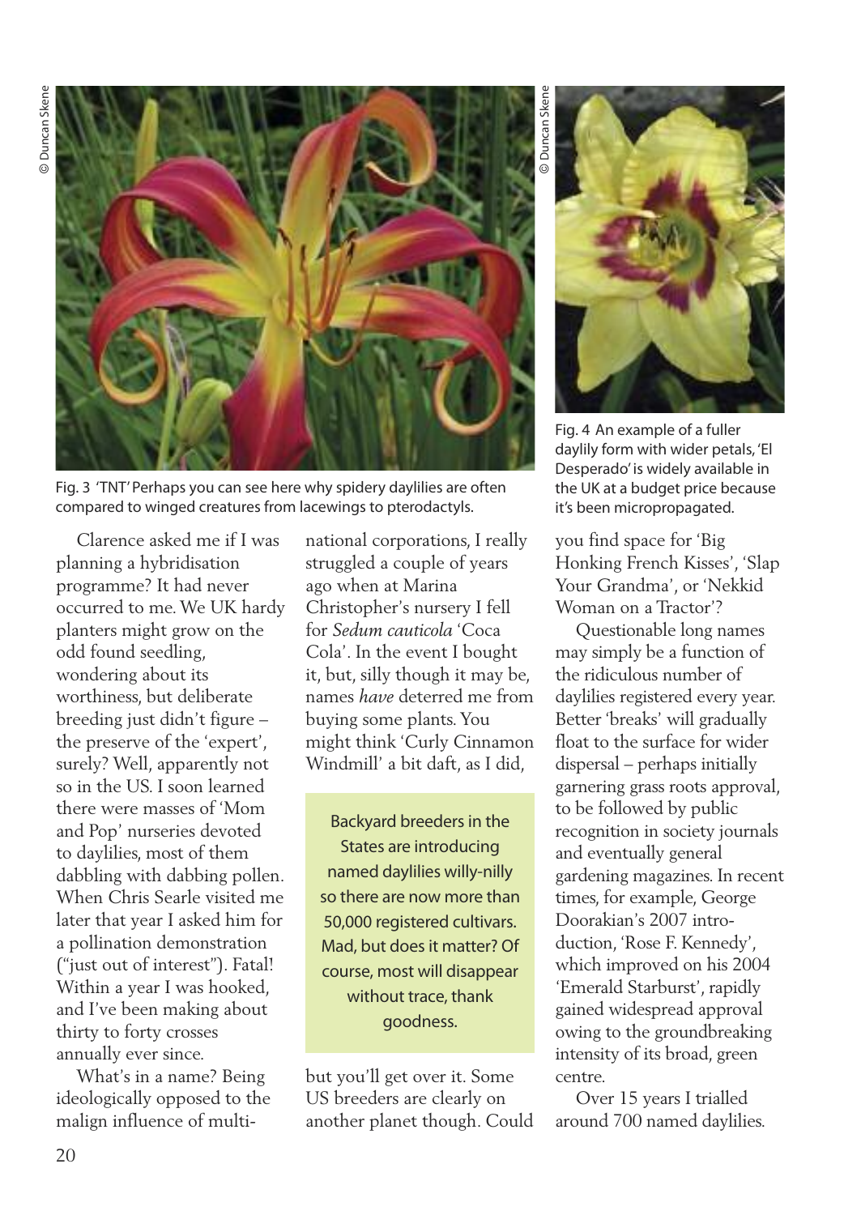Fig. 3 'TNT' Perhaps you can see here why spidery daylilies are often compared to winged creatures from lacewings to pterodactyls.

Fig. 4 An example of a fuller daylily form with wider petals, 'El Desperado' is widely available in the UK at a budget price because it's been micropropagated.

Clarence asked me if I was planning a hybridisation programme? It had never occurred to me. We UK hardy planters might grow on the odd found seedling, wondering about its worthiness, but deliberate breeding just didn't figure – the preserve of the 'expert', surely? Well, apparently not so in the US. I soon learned there were masses of 'Mom and Pop' nurseries devoted to daylilies, most of them dabbling with dabbing pollen. When Chris Searle visited me later that year I asked him for a pollination demonstration ("just out of interest"). Fatal! Within a year I was hooked, and I've been making about thirty to forty crosses annually ever since.

What's in a name? Being ideologically opposed to the malign influence of multi-national corporations, I really struggled a couple of years ago when at Marina Christopher's nursery I fell for *Sedum cauticola* 'Coca Cola'. In the event I bought it, but, silly though it may be, names *have* deterred me from buying some plants. You might think 'Curly Cinnamon Windmill' a bit daft, as I did, but you'll get over it. Some US breeders are clearly on another planet though. Could you find space for 'Big Honking French Kisses', 'Slap Your Grandma', or 'Nekkid Woman on a Tractor'?

> Backyard breeders in the States are introducing named daylilies willy-nilly so there are now more than 50,000 registered cultivars. Mad, but does it matter? Of course, most will disappear without trace, thank goodness.

Questionable long names may simply be a function of the ridiculous number of daylilies registered every year. Better 'breaks' will gradually float to the surface for wider dispersal – perhaps initially garnering grass roots approval, to be followed by public recognition in society journals and eventually general gardening magazines. In recent times, for example, George Doorakian's 2007 introduction, 'Rose F. Kennedy', which improved on his 2004 'Emerald Starburst', rapidly gained widespread approval owing to the groundbreaking intensity of its broad, green centre.

Over 15 years I trialled around 700 named daylilies.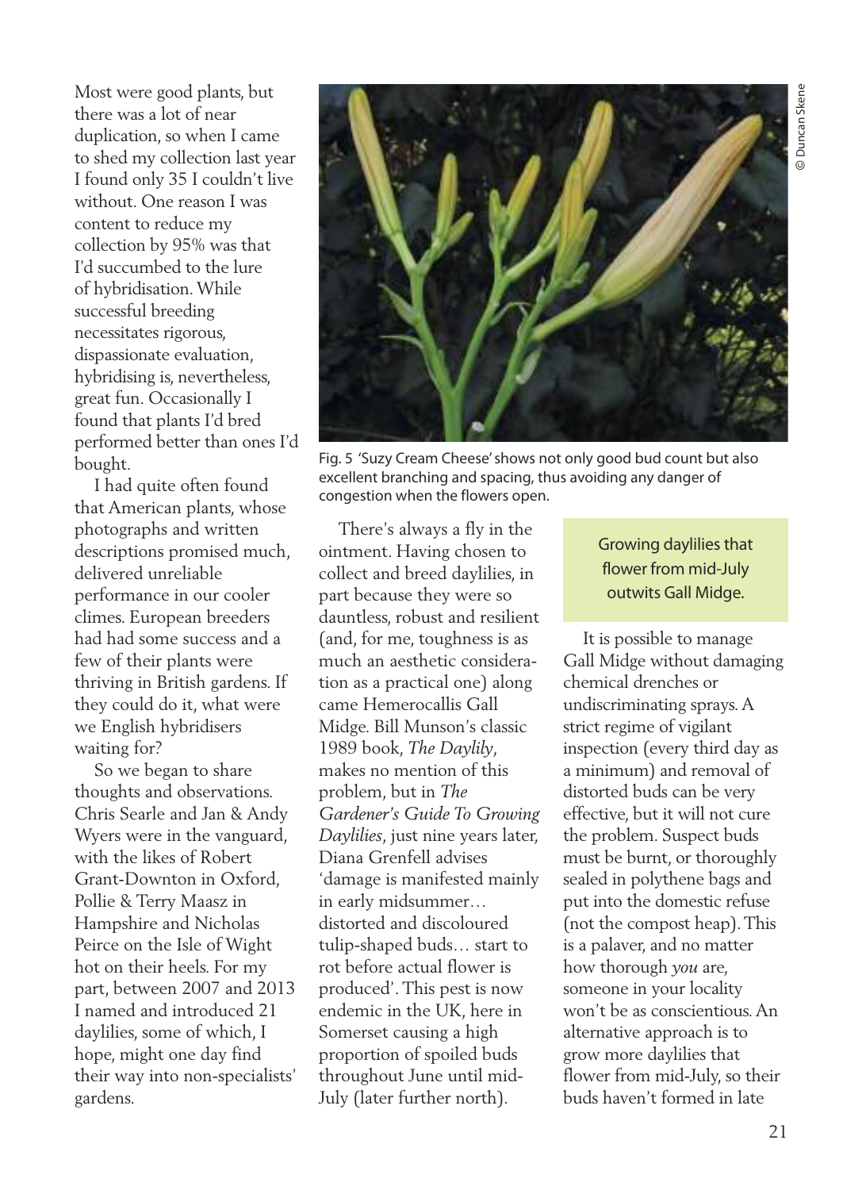Most were good plants, but there was a lot of near duplication, so when I came to shed my collection last year I found only 35 I couldn't live without. One reason I was content to reduce my collection by 95% was that I'd succumbed to the lure of hybridisation. While successful breeding necessitates rigorous, dispassionate evaluation, hybridising is, nevertheless, great fun. Occasionally I found that plants I'd bred performed better than ones I'd bought.

I had quite often found that American plants, whose photographs and written descriptions promised much, delivered unreliable performance in our cooler climes. European breeders had had some success and a few of their plants were thriving in British gardens. If they could do it, what were we English hybridisers waiting for?

So we began to share thoughts and observations. Chris Searle and Jan & Andy Wyers were in the vanguard, with the likes of Robert Grant-Downton in Oxford, Pollie & Terry Maasz in Hampshire and Nicholas Peirce on the Isle of Wight hot on their heels. For my part, between 2007 and 2013 I named and introduced 21 daylilies, some of which, I hope, might one day find their way into non-specialists' gardens.

© Duncan Skene

Fig. 5 'Suzy Cream Cheese' shows not only good bud count but also excellent branching and spacing, thus avoiding any danger of congestion when the flowers open.

There's always a fly in the ointment. Having chosen to collect and breed daylilies, in part because they were so dauntless, robust and resilient (and, for me, toughness is as much an aesthetic consideration as a practical one) along came Hemerocallis Gall Midge. Bill Munson's classic 1989 book, *The Daylily*, makes no mention of this problem, but in *The Gardener's Guide To Growing Daylilies*, just nine years later, Diana Grenfell advises 'damage is manifested mainly in early midsummer… distorted and discoloured tulip-shaped buds… start to rot before actual flower is produced'. This pest is now endemic in the UK, here in Somerset causing a high proportion of spoiled buds throughout June until mid-July (later further north).

> Growing daylilies that flower from mid-July outwits Gall Midge.

It is possible to manage Gall Midge without damaging chemical drenches or undiscriminating sprays. A strict regime of vigilant inspection (every third day as a minimum) and removal of distorted buds can be very effective, but it will not cure the problem. Suspect buds must be burnt, or thoroughly sealed in polythene bags and put into the domestic refuse (not the compost heap). This is a palaver, and no matter how thorough *you* are, someone in your locality won't be as conscientious. An alternative approach is to grow more daylilies that flower from mid-July, so their buds haven't formed in late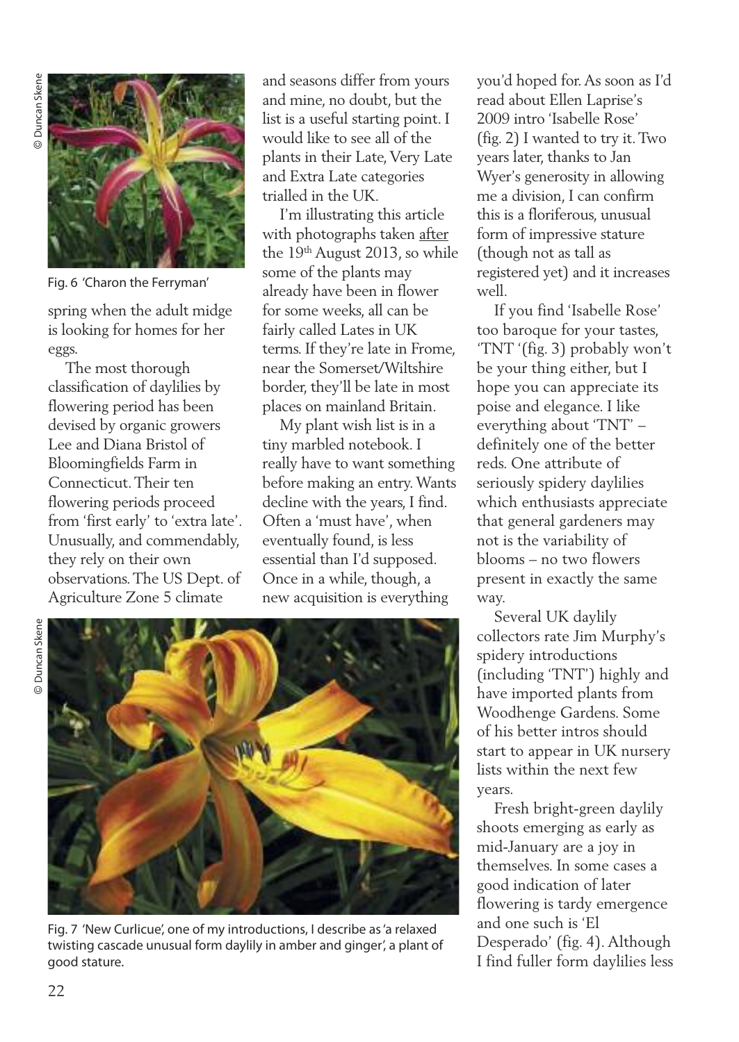Fig. 6 'Charon the Ferryman'

spring when the adult midge is looking for homes for her eggs.

The most thorough classification of daylilies by flowering period has been devised by organic growers Lee and Diana Bristol of Bloomingfields Farm in Connecticut. Their ten flowering periods proceed from 'first early' to 'extra late'. Unusually, and commendably, they rely on their own observations. The US Dept. of Agriculture Zone 5 climate and seasons differ from yours and mine, no doubt, but the list is a useful starting point. I would like to see all of the plants in their Late, Very Late and Extra Late categories trialled in the UK.

I'm illustrating this article with photographs taken after the 19th August 2013, so while some of the plants may already have been in flower for some weeks, all can be fairly called Lates in UK terms. If they're late in Frome, near the Somerset/Wiltshire border, they'll be late in most places on mainland Britain.

My plant wish list is in a tiny marbled notebook. I really have to want something before making an entry. Wants decline with the years, I find. Often a 'must have', when eventually found, is less essential than I'd supposed. Once in a while, though, a new acquisition is everything you'd hoped for. As soon as I'd read about Ellen Laprise's 2009 intro 'Isabelle Rose' (fig. 2) I wanted to try it. Two years later, thanks to Jan Wyer's generosity in allowing me a division, I can confirm this is a floriferous, unusual form of impressive stature (though not as tall as registered yet) and it increases well.

If you find 'Isabelle Rose' too baroque for your tastes, 'TNT '(fig. 3) probably won't be your thing either, but I hope you can appreciate its poise and elegance. I like everything about 'TNT' – definitely one of the better reds. One attribute of seriously spidery daylilies which enthusiasts appreciate that general gardeners may not is the variability of blooms – no two flowers present in exactly the same way.

Several UK daylily collectors rate Jim Murphy's spidery introductions (including 'TNT') highly and have imported plants from Woodhenge Gardens. Some of his better intros should start to appear in UK nursery lists within the next few years.

Fresh bright-green daylily shoots emerging as early as mid-January are a joy in themselves. In some cases a good indication of later flowering is tardy emergence and one such is 'El Desperado' (fig. 4). Although I find fuller form daylilies less

Fig. 7 'New Curlicue', one of my introductions, I describe as 'a relaxed twisting cascade unusual form daylily in amber and ginger', a plant of good stature.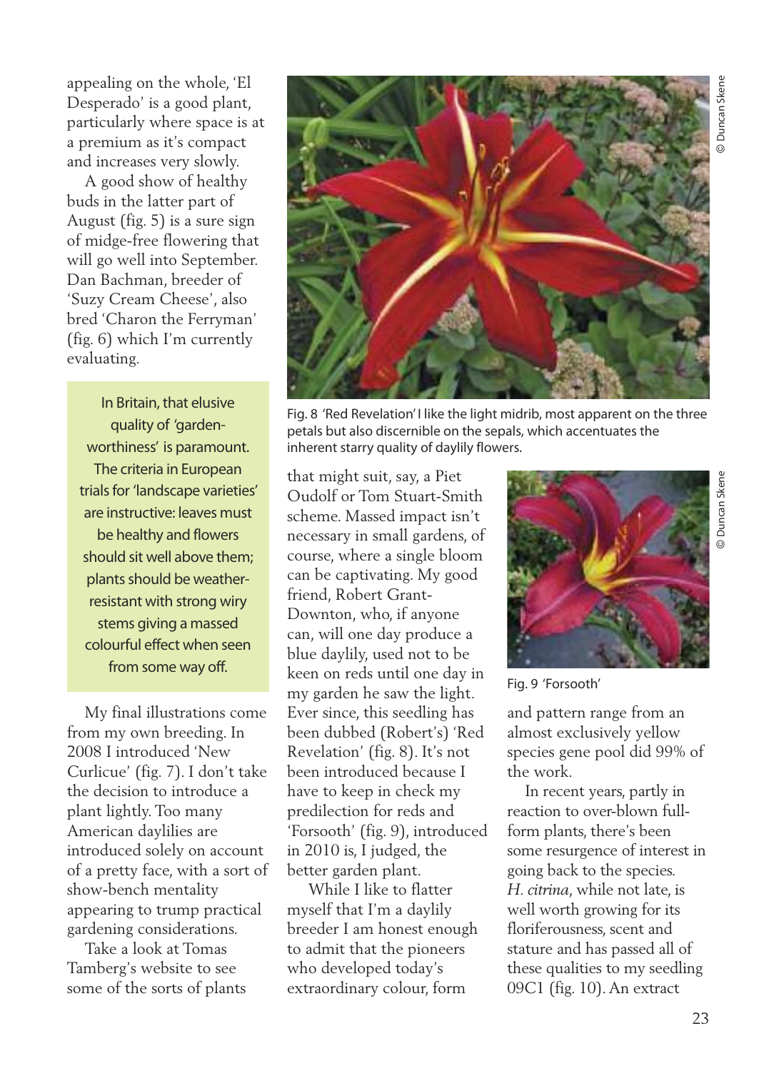appealing on the whole, 'El Desperado' is a good plant, particularly where space is at a premium as it's compact and increases very slowly.

A good show of healthy buds in the latter part of August (fig. 5) is a sure sign of midge-free flowering that will go well into September. Dan Bachman, breeder of 'Suzy Cream Cheese', also bred 'Charon the Ferryman' (fig. 6) which I'm currently evaluating.

> In Britain, that elusive quality of 'garden-worthiness' is paramount. The criteria in European trials for 'landscape varieties' are instructive: leaves must be healthy and flowers should sit well above them; plants should be weather-resistant with strong wiry stems giving a massed colourful effect when seen from some way off.

My final illustrations come from my own breeding. In 2008 I introduced 'New Curlicue' (fig. 7). I don't take the decision to introduce a plant lightly. Too many American daylilies are introduced solely on account of a pretty face, with a sort of show-bench mentality appearing to trump practical gardening considerations.

Take a look at Tomas Tamberg's website to see some of the sorts of plants that might suit, say, a Piet Oudolf or Tom Stuart-Smith scheme. Massed impact isn't necessary in small gardens, of course, where a single bloom can be captivating. My good friend, Robert Grant-Downton, who, if anyone can, will one day produce a blue daylily, used not to be keen on reds until one day in my garden he saw the light. Ever since, this seedling has been dubbed (Robert's) 'Red Revelation' (fig. 8). It's not been introduced because I have to keep in check my predilection for reds and 'Forsooth' (fig. 9), introduced in 2010 is, I judged, the better garden plant.

Fig. 8 'Red Revelation' I like the light midrib, most apparent on the three petals but also discernible on the sepals, which accentuates the inherent starry quality of daylily flowers.

Fig. 9 'Forsooth'

While I like to flatter myself that I'm a daylily breeder I am honest enough to admit that the pioneers who developed today's extraordinary colour, form and pattern range from an almost exclusively yellow species gene pool did 99% of the work.

In recent years, partly in reaction to over-blown full-form plants, there's been some resurgence of interest in going back to the species. *H. citrina*, while not late, is well worth growing for its floriferousness, scent and stature and has passed all of these qualities to my seedling 09C1 (fig. 10). An extract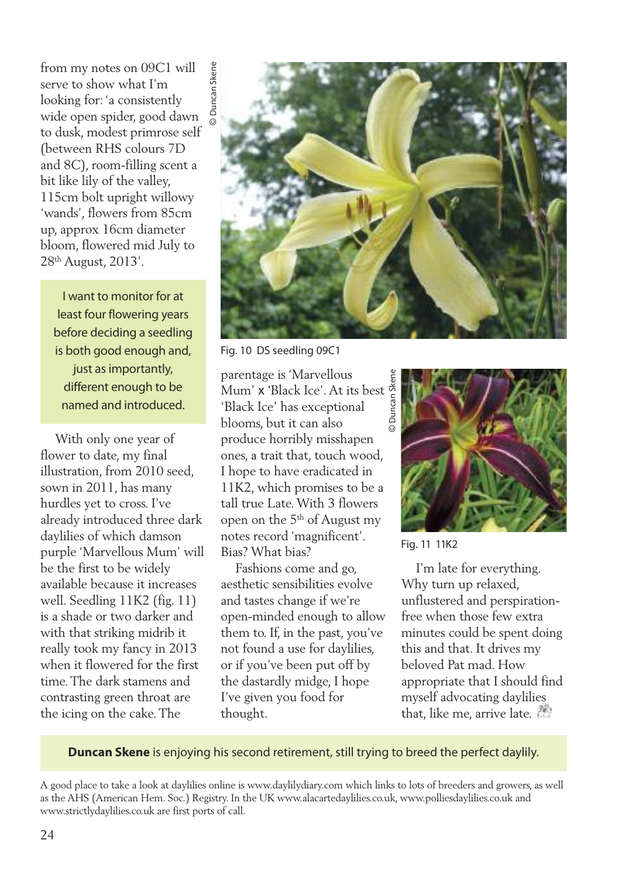from my notes on 09C1 will serve to show what I'm looking for: 'a consistently wide open spider, good dawn to dusk, modest primrose self (between RHS colours 7D and 8C), room-filling scent a bit like lily of the valley, 115cm bolt upright willowy 'wands', flowers from 85cm up, approx 16cm diameter bloom, flowered mid July to 28th August, 2013'.

I want to monitor for at least four flowering years before deciding a seedling is both good enough and, just as importantly, different enough to be named and introduced.

With only one year of flower to date, my final illustration, from 2010 seed, sown in 2011, has many hurdles yet to cross. I've already introduced three dark daylilies of which damson purple 'Marvellous Mum' will be the first to be widely available because it increases well. Seedling 11K2 (fig. 11) is a shade or two darker and with that striking midrib it really took my fancy in 2013 when it flowered for the first time. The dark stamens and contrasting green throat are the icing on the cake. The parentage is 'Marvellous Mum' x 'Black Ice'. At its best 'Black Ice' has exceptional blooms, but it can also produce horribly misshapen ones, a trait that, touch wood, I hope to have eradicated in 11K2, which promises to be a tall true Late. With 3 flowers open on the 5th of August my notes record 'magnificent'. Bias? What bias?

Fashions come and go, aesthetic sensibilities evolve and tastes change if we're open-minded enough to allow them to. If, in the past, you've not found a use for daylilies, or if you've been put off by the dastardly midge, I hope I've given you food for thought.

Fig. 10 DS seedling 09C1

Fig. 11 11K2

I'm late for everything. Why turn up relaxed, unflustered and perspiration-free when those few extra minutes could be spent doing this and that. It drives my beloved Pat mad. How appropriate that I should find myself advocating daylilies that, like me, arrive late.

**Duncan Skene** is enjoying his second retirement, still trying to breed the perfect daylily.

A good place to take a look at daylilies online is www.daylilydiary.com which links to lots of breeders and growers, as well as the AHS (American Hem. Soc.) Registry. In the UK www.alacartedaylilies.co.uk, www.polliesdaylilies.co.uk and www.strictlydaylilies.co.uk are first ports of call.